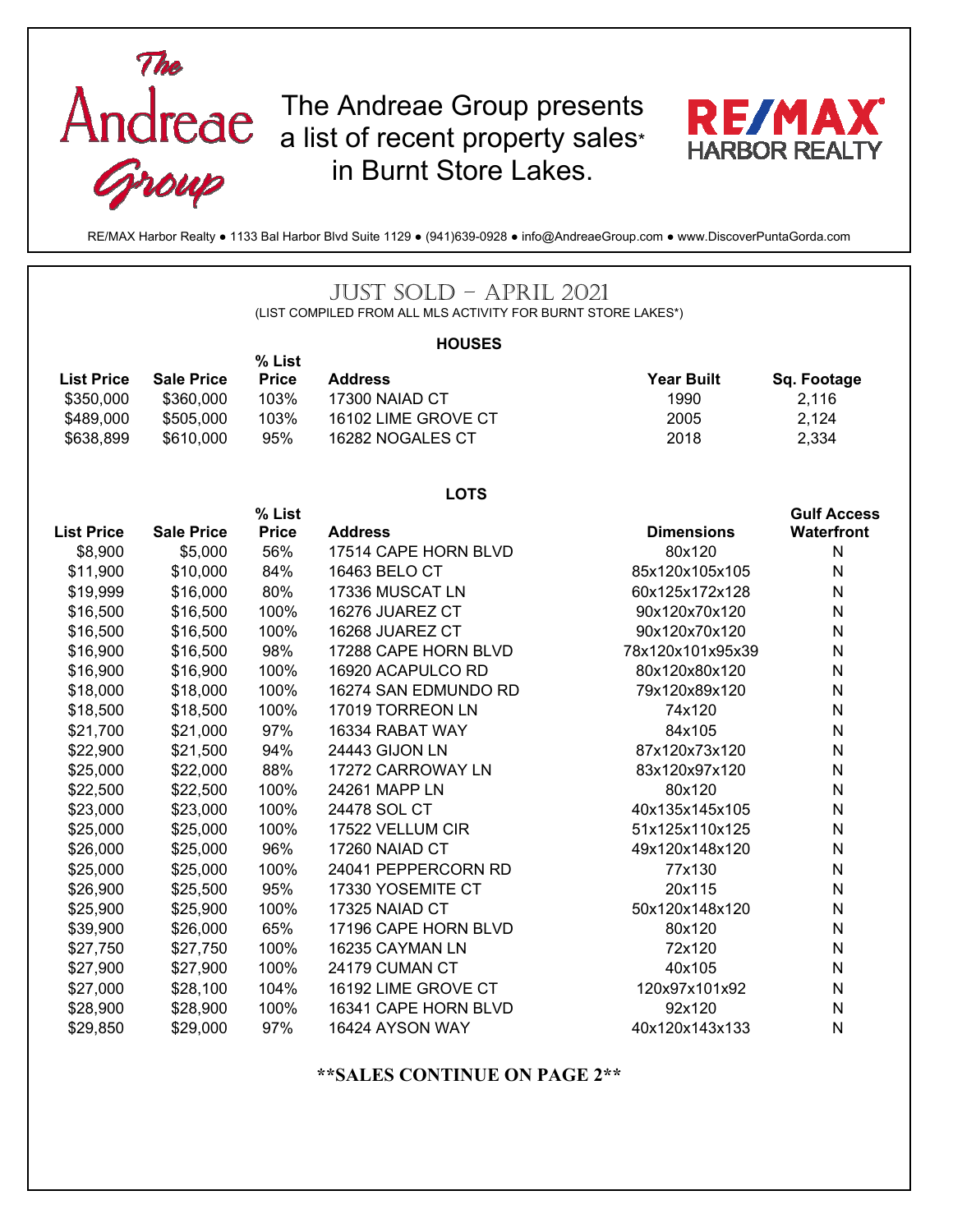The Andreae Group

The Andreae Group presents a list of recent property sales* in Burnt Store Lakes.

RE/MAX HARBOR REALTY

RE/MAX Harbor Realty ● 1133 Bal Harbor Blvd Suite 1129 ● (941)639-0928 ● info@AndreaeGroup.com ● www.DiscoverPuntaGorda.com

# JUST SOLD – APRIL 2021

(LIST COMPILED FROM ALL MLS ACTIVITY FOR BURNT STORE LAKES*)

## HOUSES

| List Price | Sale Price | % List Price | Address | Year Built | Sq. Footage |
|---|---|---|---|---|---|
| $350,000 | $360,000 | 103% | 17300 NAIAD CT | 1990 | 2,116 |
| $489,000 | $505,000 | 103% | 16102 LIME GROVE CT | 2005 | 2,124 |
| $638,899 | $610,000 | 95% | 16282 NOGALES CT | 2018 | 2,334 |

## LOTS

| List Price | Sale Price | % List Price | Address | Dimensions | Gulf Access Waterfront |
|---|---|---|---|---|---|
| $8,900 | $5,000 | 56% | 17514 CAPE HORN BLVD | 80x120 | N |
| $11,900 | $10,000 | 84% | 16463 BELO CT | 85x120x105x105 | N |
| $19,999 | $16,000 | 80% | 17336 MUSCAT LN | 60x125x172x128 | N |
| $16,500 | $16,500 | 100% | 16276 JUAREZ CT | 90x120x70x120 | N |
| $16,500 | $16,500 | 100% | 16268 JUAREZ CT | 90x120x70x120 | N |
| $16,900 | $16,500 | 98% | 17288 CAPE HORN BLVD | 78x120x101x95x39 | N |
| $16,900 | $16,900 | 100% | 16920 ACAPULCO RD | 80x120x80x120 | N |
| $18,000 | $18,000 | 100% | 16274 SAN EDMUNDO RD | 79x120x89x120 | N |
| $18,500 | $18,500 | 100% | 17019 TORREON LN | 74x120 | N |
| $21,700 | $21,000 | 97% | 16334 RABAT WAY | 84x105 | N |
| $22,900 | $21,500 | 94% | 24443 GIJON LN | 87x120x73x120 | N |
| $25,000 | $22,000 | 88% | 17272 CARROWAY LN | 83x120x97x120 | N |
| $22,500 | $22,500 | 100% | 24261 MAPP LN | 80x120 | N |
| $23,000 | $23,000 | 100% | 24478 SOL CT | 40x135x145x105 | N |
| $25,000 | $25,000 | 100% | 17522 VELLUM CIR | 51x125x110x125 | N |
| $26,000 | $25,000 | 96% | 17260 NAIAD CT | 49x120x148x120 | N |
| $25,000 | $25,000 | 100% | 24041 PEPPERCORN RD | 77x130 | N |
| $26,900 | $25,500 | 95% | 17330 YOSEMITE CT | 20x115 | N |
| $25,900 | $25,900 | 100% | 17325 NAIAD CT | 50x120x148x120 | N |
| $39,900 | $26,000 | 65% | 17196 CAPE HORN BLVD | 80x120 | N |
| $27,750 | $27,750 | 100% | 16235 CAYMAN LN | 72x120 | N |
| $27,900 | $27,900 | 100% | 24179 CUMAN CT | 40x105 | N |
| $27,000 | $28,100 | 104% | 16192 LIME GROVE CT | 120x97x101x92 | N |
| $28,900 | $28,900 | 100% | 16341 CAPE HORN BLVD | 92x120 | N |
| $29,850 | $29,000 | 97% | 16424 AYSON WAY | 40x120x143x133 | N |

**\*\*SALES CONTINUE ON PAGE 2\*\***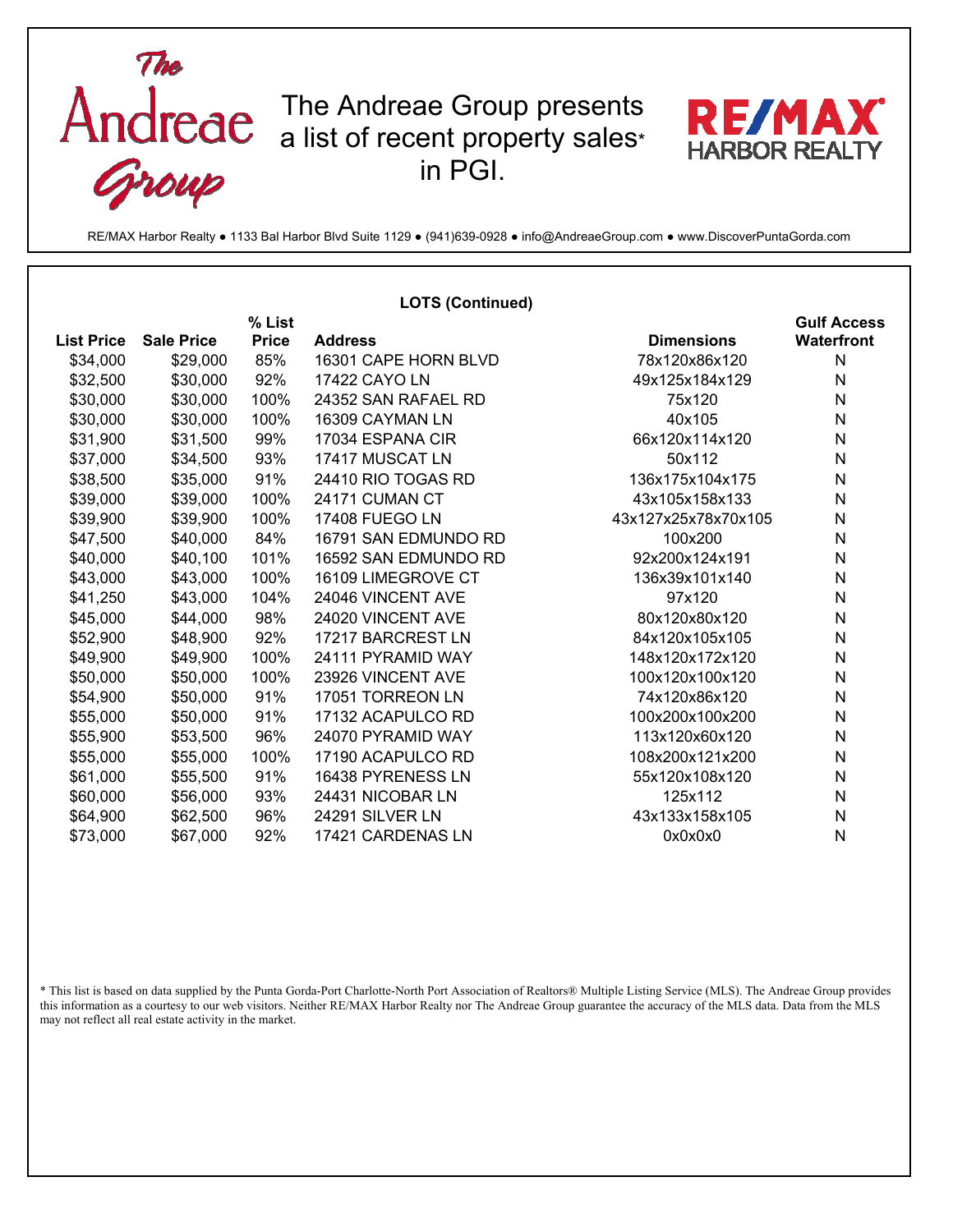# The Andreae Group presents a list of recent property sales* in PGI.

RE/MAX Harbor Realty ● 1133 Bal Harbor Blvd Suite 1129 ● (941)639-0928 ● info@AndreaeGroup.com ● www.DiscoverPuntaGorda.com

**LOTS (Continued)**

| List Price | Sale Price | % List Price | Address | Dimensions | Gulf Access Waterfront |
|---|---|---|---|---|---|
| $34,000 | $29,000 | 85% | 16301 CAPE HORN BLVD | 78x120x86x120 | N |
| $32,500 | $30,000 | 92% | 17422 CAYO LN | 49x125x184x129 | N |
| $30,000 | $30,000 | 100% | 24352 SAN RAFAEL RD | 75x120 | N |
| $30,000 | $30,000 | 100% | 16309 CAYMAN LN | 40x105 | N |
| $31,900 | $31,500 | 99% | 17034 ESPANA CIR | 66x120x114x120 | N |
| $37,000 | $34,500 | 93% | 17417 MUSCAT LN | 50x112 | N |
| $38,500 | $35,000 | 91% | 24410 RIO TOGAS RD | 136x175x104x175 | N |
| $39,000 | $39,000 | 100% | 24171 CUMAN CT | 43x105x158x133 | N |
| $39,900 | $39,900 | 100% | 17408 FUEGO LN | 43x127x25x78x70x105 | N |
| $47,500 | $40,000 | 84% | 16791 SAN EDMUNDO RD | 100x200 | N |
| $40,000 | $40,100 | 101% | 16592 SAN EDMUNDO RD | 92x200x124x191 | N |
| $43,000 | $43,000 | 100% | 16109 LIMEGROVE CT | 136x39x101x140 | N |
| $41,250 | $43,000 | 104% | 24046 VINCENT AVE | 97x120 | N |
| $45,000 | $44,000 | 98% | 24020 VINCENT AVE | 80x120x80x120 | N |
| $52,900 | $48,900 | 92% | 17217 BARCREST LN | 84x120x105x105 | N |
| $49,900 | $49,900 | 100% | 24111 PYRAMID WAY | 148x120x172x120 | N |
| $50,000 | $50,000 | 100% | 23926 VINCENT AVE | 100x120x100x120 | N |
| $54,900 | $50,000 | 91% | 17051 TORREON LN | 74x120x86x120 | N |
| $55,000 | $50,000 | 91% | 17132 ACAPULCO RD | 100x200x100x200 | N |
| $55,900 | $53,500 | 96% | 24070 PYRAMID WAY | 113x120x60x120 | N |
| $55,000 | $55,000 | 100% | 17190 ACAPULCO RD | 108x200x121x200 | N |
| $61,000 | $55,500 | 91% | 16438 PYRENESS LN | 55x120x108x120 | N |
| $60,000 | $56,000 | 93% | 24431 NICOBAR LN | 125x112 | N |
| $64,900 | $62,500 | 96% | 24291 SILVER LN | 43x133x158x105 | N |
| $73,000 | $67,000 | 92% | 17421 CARDENAS LN | 0x0x0x0 | N |

* This list is based on data supplied by the Punta Gorda-Port Charlotte-North Port Association of Realtors® Multiple Listing Service (MLS). The Andreae Group provides this information as a courtesy to our web visitors. Neither RE/MAX Harbor Realty nor The Andreae Group guarantee the accuracy of the MLS data. Data from the MLS may not reflect all real estate activity in the market.